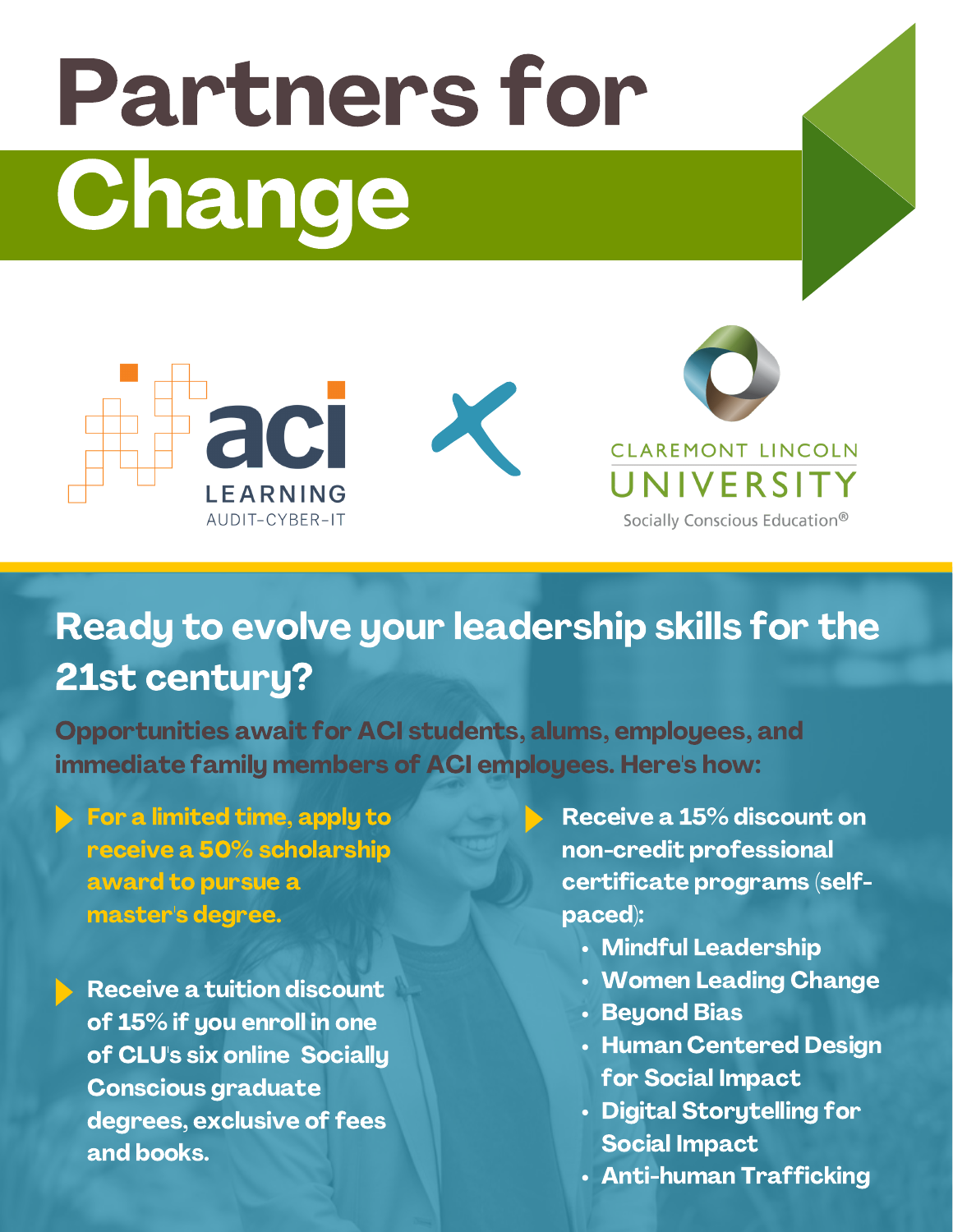# Partners for Change

ACI LEARNING AUDIT-CYBER-IT × CLAREMONT LINCOLN UNIVERSITY Socially Conscious Education®

## Ready to evolve your leadership skills for the 21st century?

**Opportunities await for ACI students, alums, employees, and immediate family members of ACI employees. Here's how:**

- **For a limited time, apply to receive a 50% scholarship award to pursue a master's degree.**
- **Receive a tuition discount of 15% if you enroll in one of CLU's six online Socially Conscious graduate degrees, exclusive of fees and books.**
- **Receive a 15% discount on non-credit professional certificate programs (self-paced):**
  - Mindful Leadership
  - Women Leading Change
  - Beyond Bias
  - Human Centered Design for Social Impact
  - Digital Storytelling for Social Impact
  - Anti-human Trafficking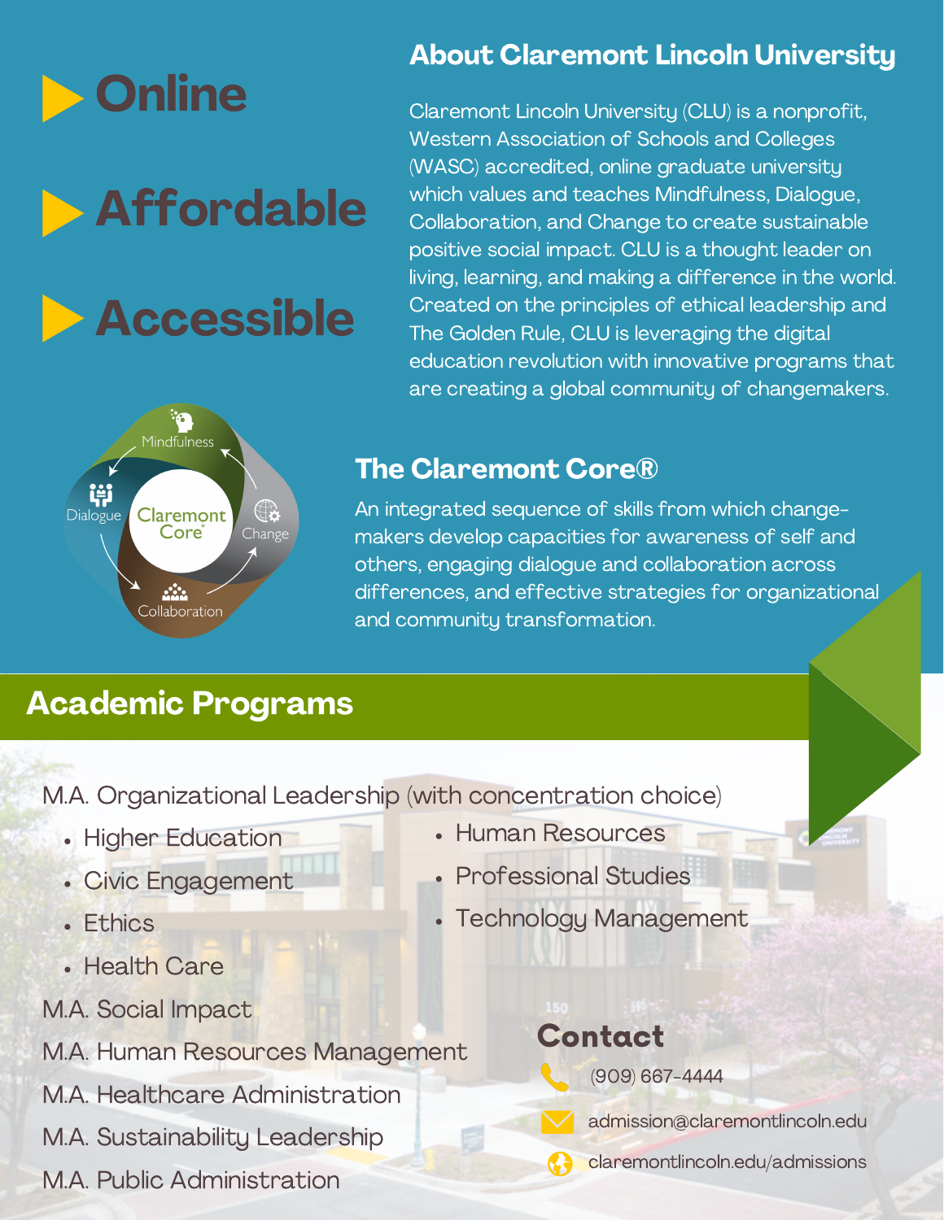# Online

# Affordable

# Accessible

## About Claremont Lincoln University

Claremont Lincoln University (CLU) is a nonprofit, Western Association of Schools and Colleges (WASC) accredited, online graduate university which values and teaches Mindfulness, Dialogue, Collaboration, and Change to create sustainable positive social impact. CLU is a thought leader on living, learning, and making a difference in the world. Created on the principles of ethical leadership and The Golden Rule, CLU is leveraging the digital education revolution with innovative programs that are creating a global community of changemakers.

Mindfulness

Dialogue

Claremont Core®

Change

Collaboration

## The Claremont Core®

An integrated sequence of skills from which change-makers develop capacities for awareness of self and others, engaging dialogue and collaboration across differences, and effective strategies for organizational and community transformation.

## Academic Programs

M.A. Organizational Leadership (with concentration choice)

- Higher Education
- Civic Engagement
- Ethics
- Health Care
- Human Resources
- Professional Studies
- Technology Management

M.A. Social Impact

M.A. Human Resources Management

M.A. Healthcare Administration

M.A. Sustainability Leadership

M.A. Public Administration

## Contact

(909) 667-4444

admission@claremontlincoln.edu

claremontlincoln.edu/admissions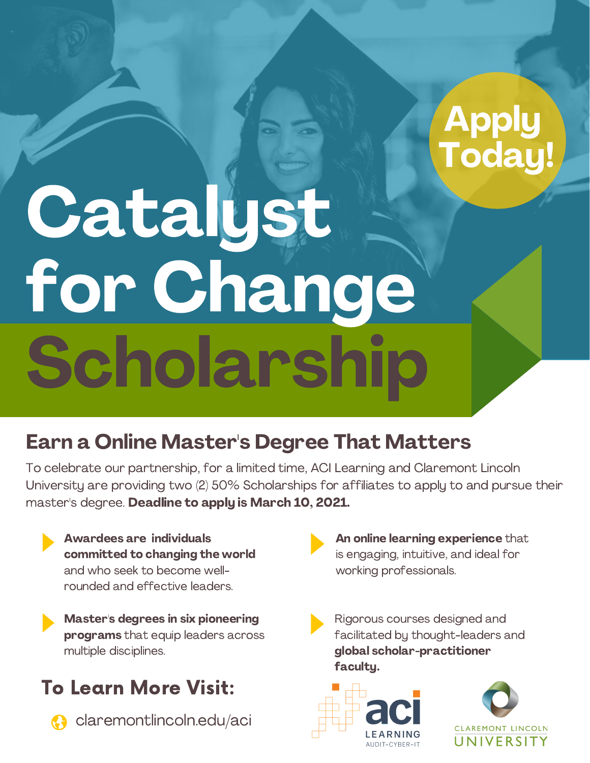Apply Today!

# Catalyst for Change Scholarship

## Earn a Online Master's Degree That Matters

To celebrate our partnership, for a limited time, ACI Learning and Claremont Lincoln University are providing two (2) 50% Scholarships for affiliates to apply to and pursue their master's degree. **Deadline to apply is March 10, 2021.**

- **Awardees are individuals committed to changing the world** and who seek to become well-rounded and effective leaders.
- **Master's degrees in six pioneering programs** that equip leaders across multiple disciplines.
- **An online learning experience** that is engaging, intuitive, and ideal for working professionals.
- Rigorous courses designed and facilitated by thought-leaders and **global scholar-practitioner faculty.**

## To Learn More Visit:

claremontlincoln.edu/aci

aci LEARNING AUDIT-CYBER-IT

CLAREMONT LINCOLN UNIVERSITY